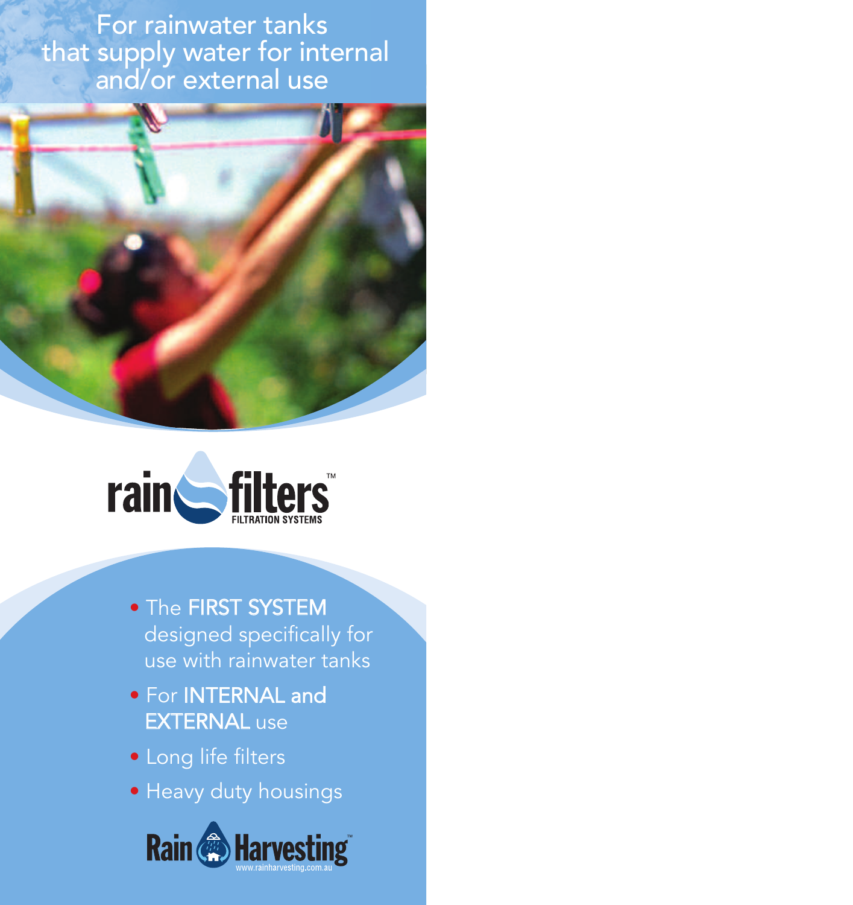For rainwater tanks that supply water for internal and/or external use

rain filters™
FILTRATION SYSTEMS

- The **FIRST SYSTEM** designed specifically for use with rainwater tanks
- For **INTERNAL and EXTERNAL** use
- Long life filters
- Heavy duty housings

Rain Harvesting™
www.rainharvesting.com.au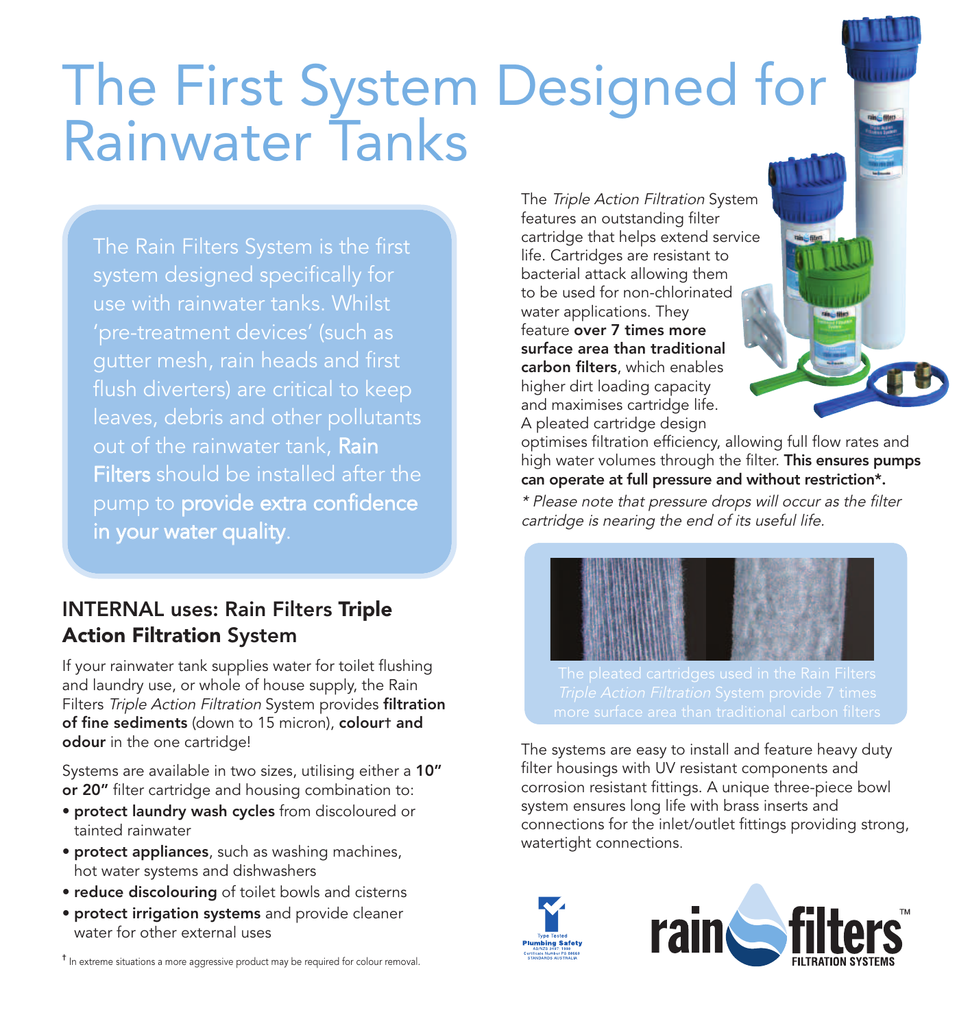# The First System Designed for Rainwater Tanks

The Rain Filters System is the first system designed specifically for use with rainwater tanks. Whilst 'pre-treatment devices' (such as gutter mesh, rain heads and first flush diverters) are critical to keep leaves, debris and other pollutants out of the rainwater tank, **Rain Filters** should be installed after the pump to **provide extra confidence in your water quality**.

## INTERNAL uses: Rain Filters Triple Action Filtration System

If your rainwater tank supplies water for toilet flushing and laundry use, or whole of house supply, the Rain Filters *Triple Action Filtration* System provides **filtration of fine sediments** (down to 15 micron), **colour† and odour** in the one cartridge!

Systems are available in two sizes, utilising either a **10" or 20"** filter cartridge and housing combination to:

- **protect laundry wash cycles** from discoloured or tainted rainwater
- **protect appliances**, such as washing machines, hot water systems and dishwashers
- **reduce discolouring** of toilet bowls and cisterns
- **protect irrigation systems** and provide cleaner water for other external uses

† In extreme situations a more aggressive product may be required for colour removal.

The *Triple Action Filtration* System features an outstanding filter cartridge that helps extend service life. Cartridges are resistant to bacterial attack allowing them to be used for non-chlorinated water applications. They feature **over 7 times more surface area than traditional carbon filters**, which enables higher dirt loading capacity and maximises cartridge life. A pleated cartridge design optimises filtration efficiency, allowing full flow rates and high water volumes through the filter. **This ensures pumps can operate at full pressure and without restriction\*.**

*\* Please note that pressure drops will occur as the filter cartridge is nearing the end of its useful life.*

The pleated cartridges used in the Rain Filters *Triple Action Filtration* System provide 7 times more surface area than traditional carbon filters

The systems are easy to install and feature heavy duty filter housings with UV resistant components and corrosion resistant fittings. A unique three-piece bowl system ensures long life with brass inserts and connections for the inlet/outlet fittings providing strong, watertight connections.

Type Tested Plumbing Safety AS/NZS 3497: 1998 Certificate Number PS 08669 STANDARDS AUSTRALIA

rain filters™ FILTRATION SYSTEMS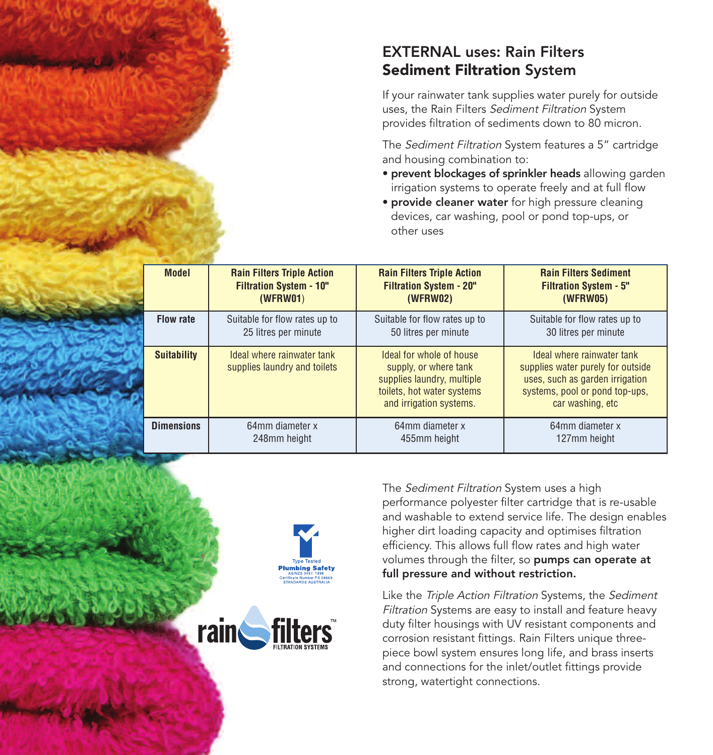## EXTERNAL uses: Rain Filters **Sediment Filtration** System

If your rainwater tank supplies water purely for outside uses, the Rain Filters *Sediment Filtration* System provides filtration of sediments down to 80 micron.

The *Sediment Filtration* System features a 5" cartridge and housing combination to:

- **prevent blockages of sprinkler heads** allowing garden irrigation systems to operate freely and at full flow
- **provide cleaner water** for high pressure cleaning devices, car washing, pool or pond top-ups, or other uses

| Model | Rain Filters Triple Action Filtration System - 10" (WFRW01) | Rain Filters Triple Action Filtration System - 20" (WFRW02) | Rain Filters Sediment Filtration System - 5" (WFRW05) |
|---|---|---|---|
| **Flow rate** | Suitable for flow rates up to 25 litres per minute | Suitable for flow rates up to 50 litres per minute | Suitable for flow rates up to 30 litres per minute |
| **Suitability** | Ideal where rainwater tank supplies laundry and toilets | Ideal for whole of house supply, or where tank supplies laundry, multiple toilets, hot water systems and irrigation systems. | Ideal where rainwater tank supplies water purely for outside uses, such as garden irrigation systems, pool or pond top-ups, car washing, etc |
| **Dimensions** | 64mm diameter x 248mm height | 64mm diameter x 455mm height | 64mm diameter x 127mm height |

Type Tested
Plumbing Safety
AS/NZS 3497: 1998
Certificate Number PS 08669
STANDARDS AUSTRALIA

rain filters™ FILTRATION SYSTEMS

The *Sediment Filtration* System uses a high performance polyester filter cartridge that is re-usable and washable to extend service life. The design enables higher dirt loading capacity and optimises filtration efficiency. This allows full flow rates and high water volumes through the filter, so **pumps can operate at full pressure and without restriction.**

Like the *Triple Action Filtration* Systems, the *Sediment Filtration* Systems are easy to install and feature heavy duty filter housings with UV resistant components and corrosion resistant fittings. Rain Filters unique three-piece bowl system ensures long life, and brass inserts and connections for the inlet/outlet fittings provide strong, watertight connections.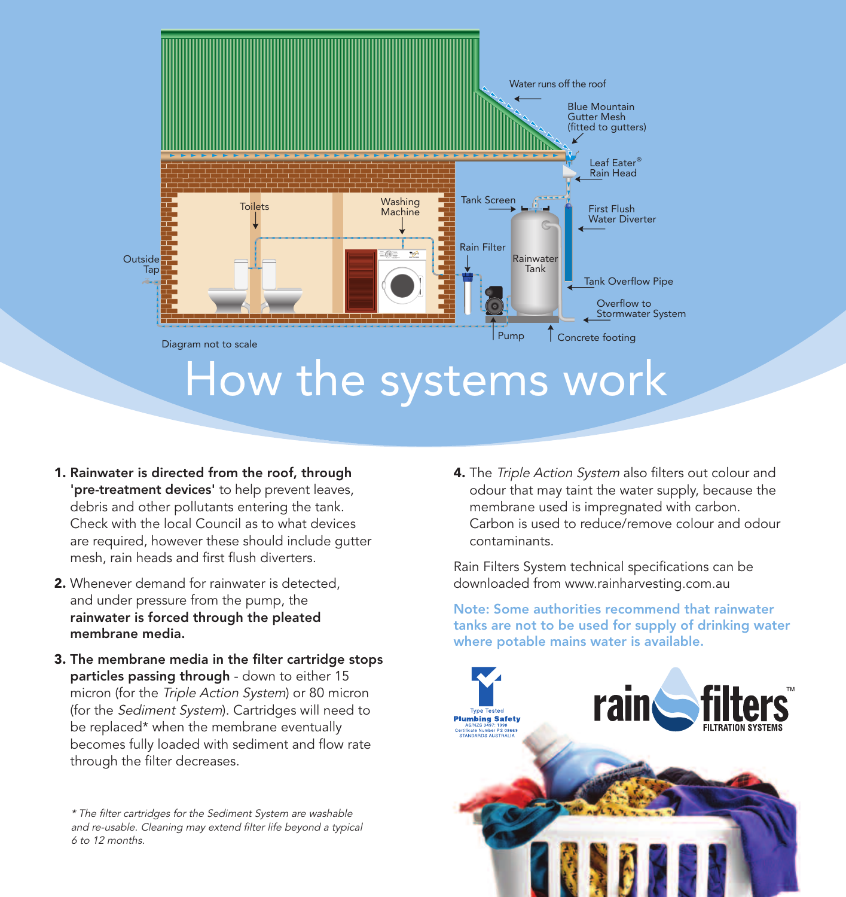Water runs off the roof

Blue Mountain Gutter Mesh (fitted to gutters)

Leaf Eater® Rain Head

Tank Screen

First Flush Water Diverter

Toilets

Washing Machine

Outside Tap

Rain Filter

Rainwater Tank

Tank Overflow Pipe

Overflow to Stormwater System

Pump

Concrete footing

Diagram not to scale

# How the systems work

1. **Rainwater is directed from the roof, through 'pre-treatment devices'** to help prevent leaves, debris and other pollutants entering the tank. Check with the local Council as to what devices are required, however these should include gutter mesh, rain heads and first flush diverters.

2. Whenever demand for rainwater is detected, and under pressure from the pump, the **rainwater is forced through the pleated membrane media.**

3. **The membrane media in the filter cartridge stops particles passing through** - down to either 15 micron (for the *Triple Action System*) or 80 micron (for the *Sediment System*). Cartridges will need to be replaced* when the membrane eventually becomes fully loaded with sediment and flow rate through the filter decreases.

*\* The filter cartridges for the Sediment System are washable and re-usable. Cleaning may extend filter life beyond a typical 6 to 12 months.*

4. The *Triple Action System* also filters out colour and odour that may taint the water supply, because the membrane used is impregnated with carbon. Carbon is used to reduce/remove colour and odour contaminants.

Rain Filters System technical specifications can be downloaded from www.rainharvesting.com.au

**Note: Some authorities recommend that rainwater tanks are not to be used for supply of drinking water where potable mains water is available.**

Type Tested Plumbing Safety AS/NZS 3497: 1998 Certificate Number PS 08669 STANDARDS AUSTRALIA

rain filters™ FILTRATION SYSTEMS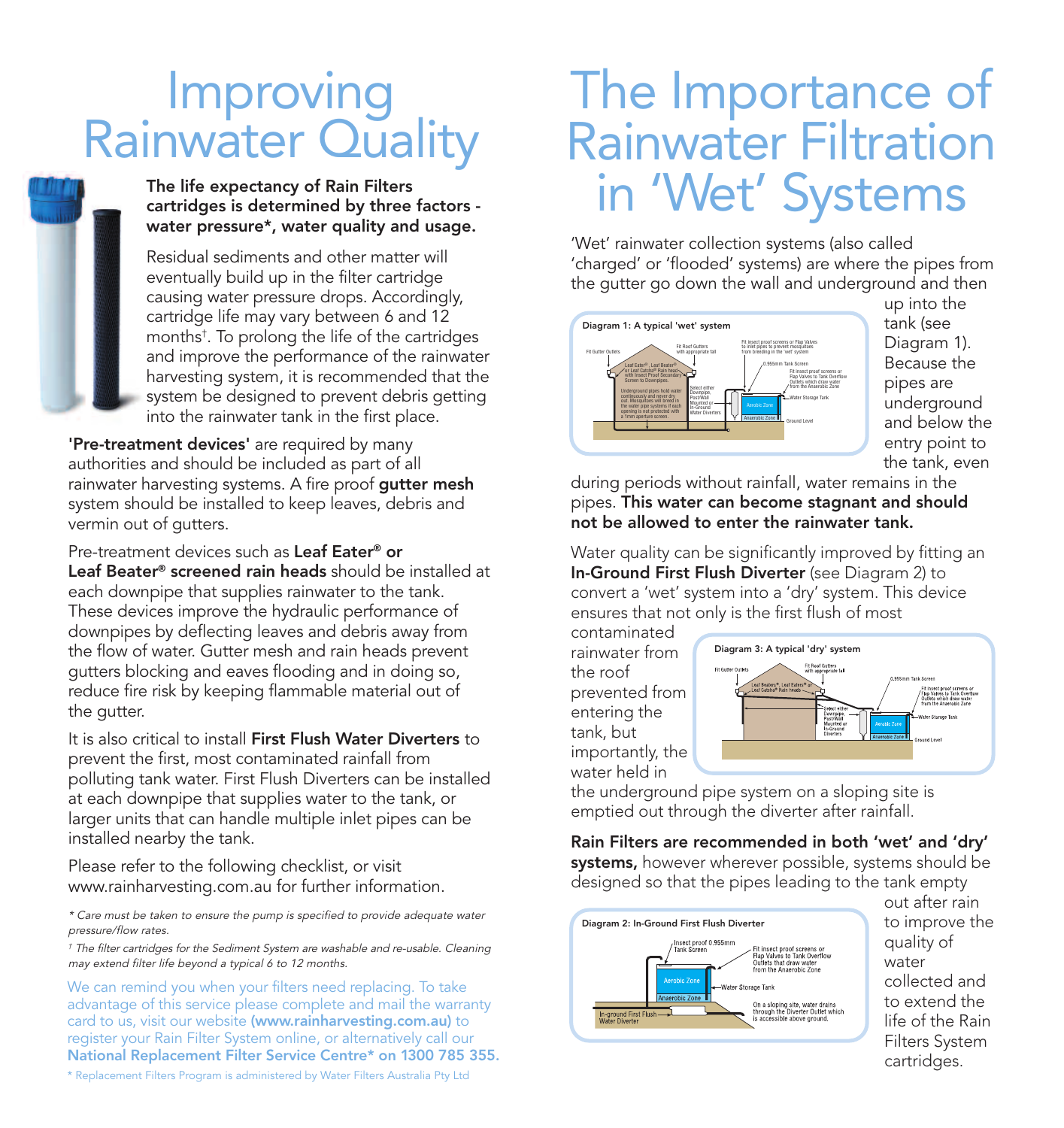# Improving Rainwater Quality

**The life expectancy of Rain Filters cartridges is determined by three factors - water pressure*, water quality and usage.**

Residual sediments and other matter will eventually build up in the filter cartridge causing water pressure drops. Accordingly, cartridge life may vary between 6 and 12 months†. To prolong the life of the cartridges and improve the performance of the rainwater harvesting system, it is recommended that the system be designed to prevent debris getting into the rainwater tank in the first place.

**'Pre-treatment devices'** are required by many authorities and should be included as part of all rainwater harvesting systems. A fire proof **gutter mesh** system should be installed to keep leaves, debris and vermin out of gutters.

Pre-treatment devices such as **Leaf Eater® or Leaf Beater® screened rain heads** should be installed at each downpipe that supplies rainwater to the tank. These devices improve the hydraulic performance of downpipes by deflecting leaves and debris away from the flow of water. Gutter mesh and rain heads prevent gutters blocking and eaves flooding and in doing so, reduce fire risk by keeping flammable material out of the gutter.

It is also critical to install **First Flush Water Diverters** to prevent the first, most contaminated rainfall from polluting tank water. First Flush Diverters can be installed at each downpipe that supplies water to the tank, or larger units that can handle multiple inlet pipes can be installed nearby the tank.

Please refer to the following checklist, or visit www.rainharvesting.com.au for further information.

*\* Care must be taken to ensure the pump is specified to provide adequate water pressure/flow rates.*

*† The filter cartridges for the Sediment System are washable and re-usable. Cleaning may extend filter life beyond a typical 6 to 12 months.*

We can remind you when your filters need replacing. To take advantage of this service please complete and mail the warranty card to us, visit our website **(www.rainharvesting.com.au)** to register your Rain Filter System online, or alternatively call our **National Replacement Filter Service Centre* on 1300 785 355.**

\* Replacement Filters Program is administered by Water Filters Australia Pty Ltd

# The Importance of Rainwater Filtration in 'Wet' Systems

'Wet' rainwater collection systems (also called 'charged' or 'flooded' systems) are where the pipes from the gutter go down the wall and underground and then up into the tank (see Diagram 1). Because the pipes are underground and below the entry point to the tank, even during periods without rainfall, water remains in the pipes. **This water can become stagnant and should not be allowed to enter the rainwater tank.**

Diagram 1: A typical 'wet' system

Water quality can be significantly improved by fitting an **In-Ground First Flush Diverter** (see Diagram 2) to convert a 'wet' system into a 'dry' system. This device ensures that not only is the first flush of most contaminated rainwater from the roof prevented from entering the tank, but importantly, the water held in the underground pipe system on a sloping site is emptied out through the diverter after rainfall.

Diagram 3: A typical 'dry' system

**Rain Filters are recommended in both 'wet' and 'dry' systems,** however wherever possible, systems should be designed so that the pipes leading to the tank empty out after rain to improve the quality of water collected and to extend the life of the Rain Filters System cartridges.

Diagram 2: In-Ground First Flush Diverter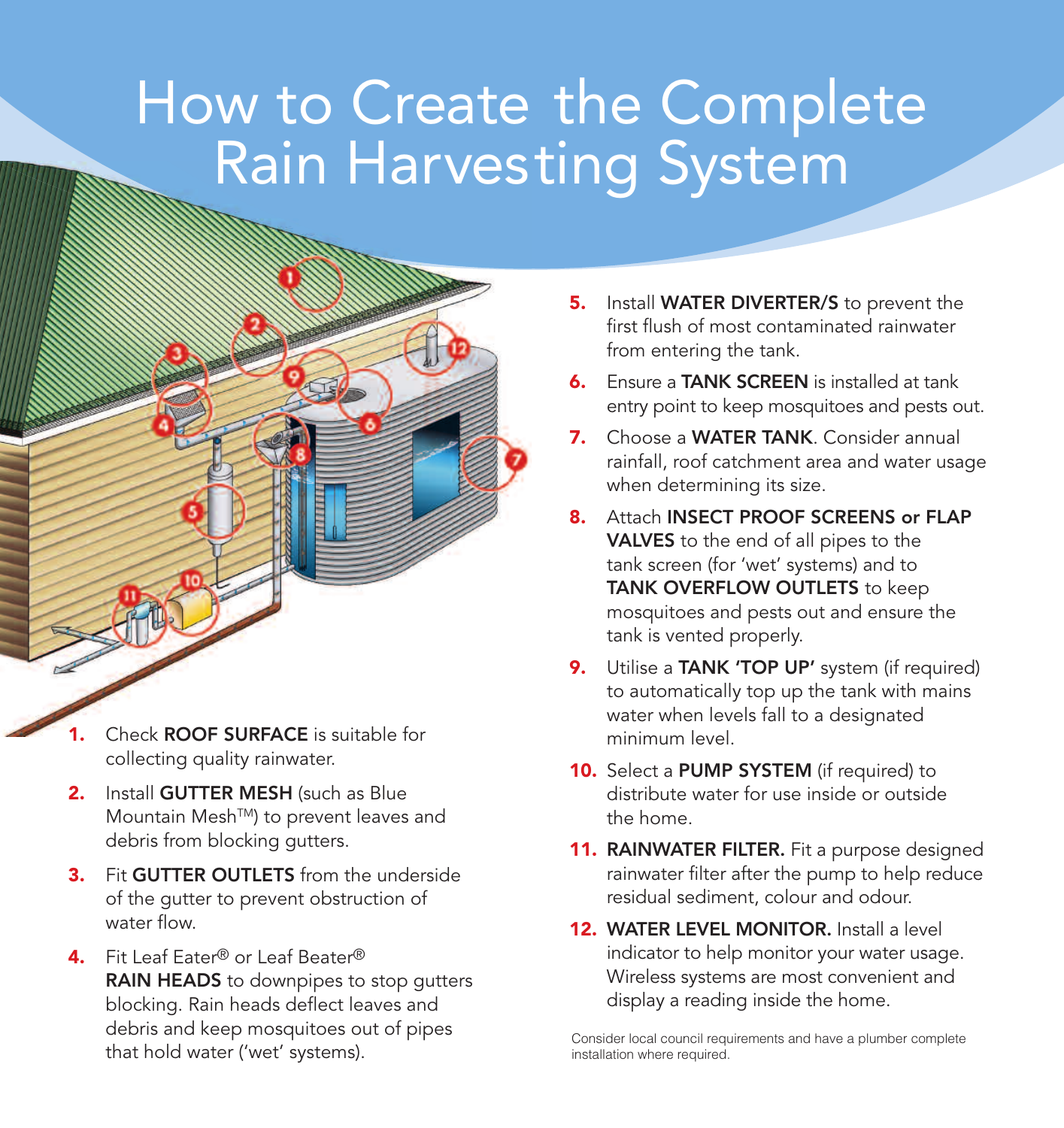# How to Create the Complete Rain Harvesting System

1. Check **ROOF SURFACE** is suitable for collecting quality rainwater.
2. Install **GUTTER MESH** (such as Blue Mountain Mesh™) to prevent leaves and debris from blocking gutters.
3. Fit **GUTTER OUTLETS** from the underside of the gutter to prevent obstruction of water flow.
4. Fit Leaf Eater® or Leaf Beater® **RAIN HEADS** to downpipes to stop gutters blocking. Rain heads deflect leaves and debris and keep mosquitoes out of pipes that hold water ('wet' systems).
5. Install **WATER DIVERTER/S** to prevent the first flush of most contaminated rainwater from entering the tank.
6. Ensure a **TANK SCREEN** is installed at tank entry point to keep mosquitoes and pests out.
7. Choose a **WATER TANK**. Consider annual rainfall, roof catchment area and water usage when determining its size.
8. Attach **INSECT PROOF SCREENS or FLAP VALVES** to the end of all pipes to the tank screen (for 'wet' systems) and to **TANK OVERFLOW OUTLETS** to keep mosquitoes and pests out and ensure the tank is vented properly.
9. Utilise a **TANK 'TOP UP'** system (if required) to automatically top up the tank with mains water when levels fall to a designated minimum level.
10. Select a **PUMP SYSTEM** (if required) to distribute water for use inside or outside the home.
11. **RAINWATER FILTER.** Fit a purpose designed rainwater filter after the pump to help reduce residual sediment, colour and odour.
12. **WATER LEVEL MONITOR.** Install a level indicator to help monitor your water usage. Wireless systems are most convenient and display a reading inside the home.

Consider local council requirements and have a plumber complete installation where required.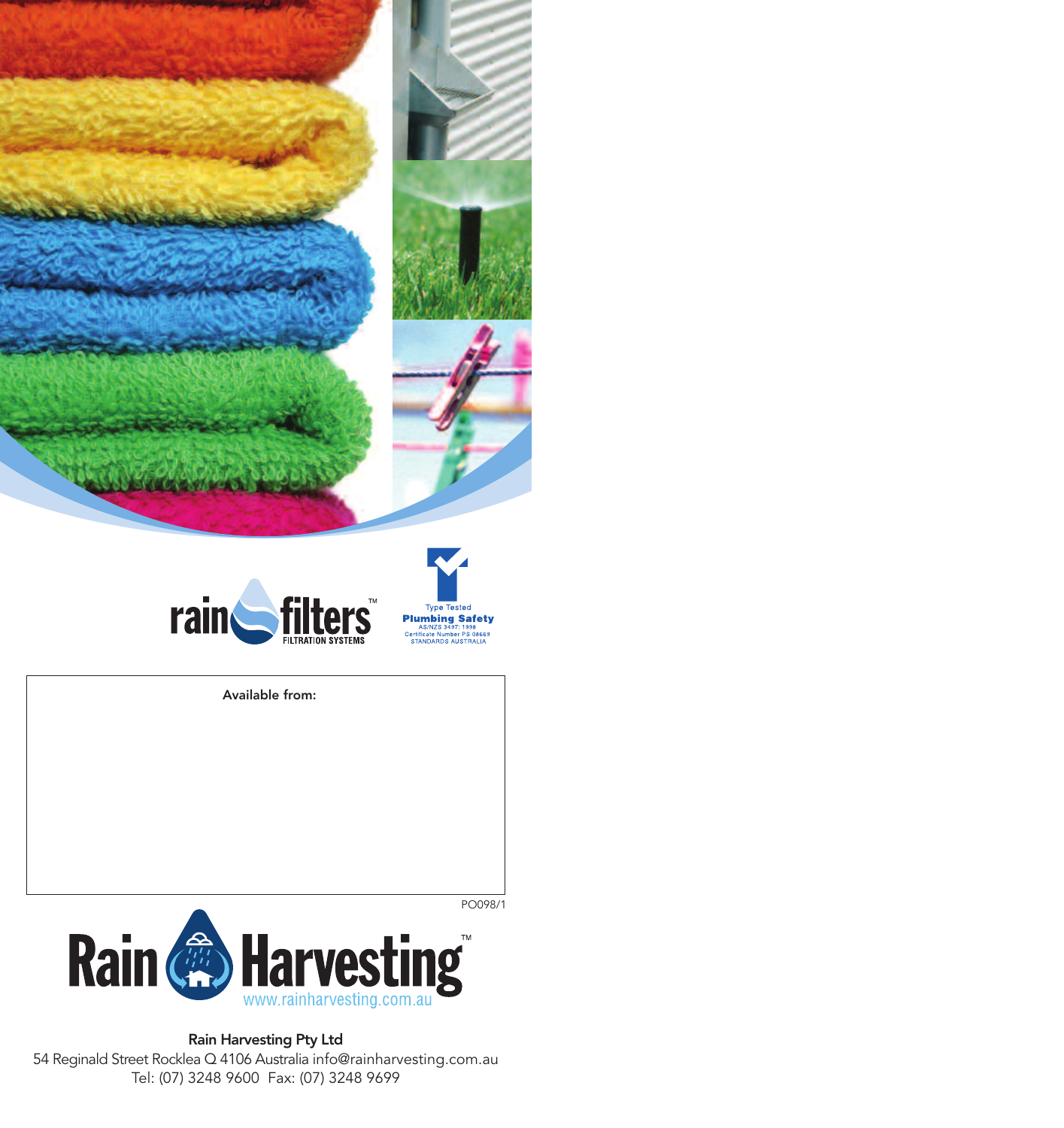rain filters™
FILTRATION SYSTEMS

Type Tested
Plumbing Safety
AS/NZS 3497: 1998
Certificate Number PS 08669
STANDARDS AUSTRALIA

**Available from:**

PO098/1

Rain Harvesting™
www.rainharvesting.com.au

**Rain Harvesting Pty Ltd**
54 Reginald Street Rocklea Q 4106 Australia info@rainharvesting.com.au
Tel: (07) 3248 9600 Fax: (07) 3248 9699